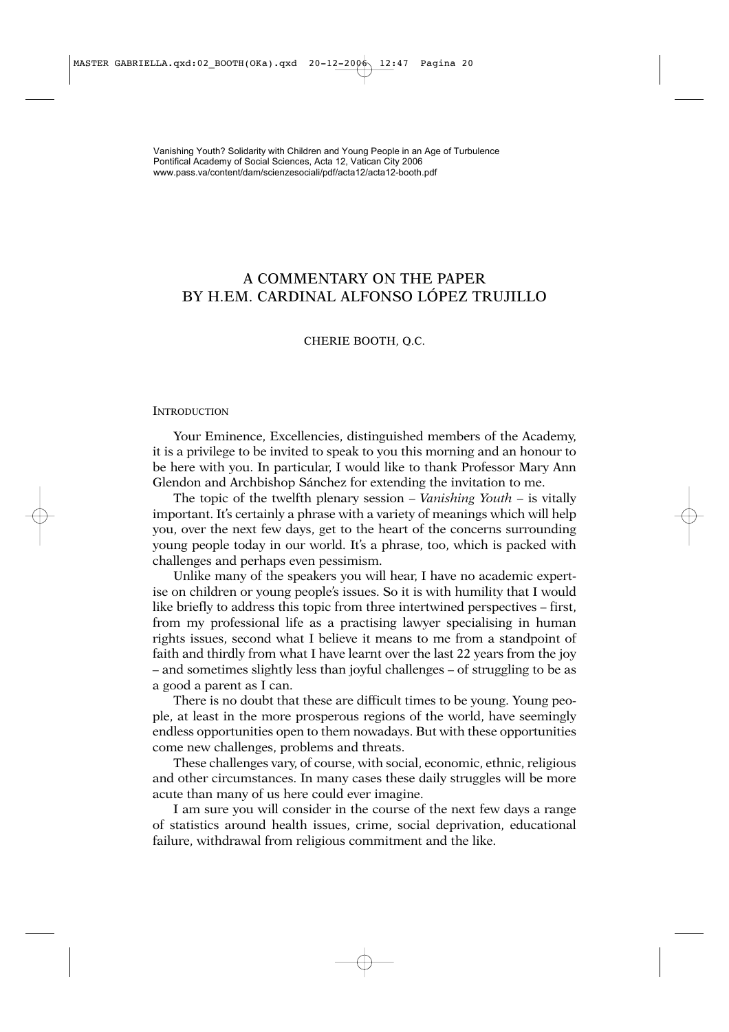Vanishing Youth? Solidarity with Children and Young People in an Age of Turbulence
Pontifical Academy of Social Sciences, Acta 12, Vatican City 2006
www.pass.va/content/dam/scienzesociali/pdf/acta12/acta12-booth.pdf

# A COMMENTARY ON THE PAPER BY H.EM. CARDINAL ALFONSO LÓPEZ TRUJILLO

CHERIE BOOTH, Q.C.

## INTRODUCTION

Your Eminence, Excellencies, distinguished members of the Academy, it is a privilege to be invited to speak to you this morning and an honour to be here with you. In particular, I would like to thank Professor Mary Ann Glendon and Archbishop Sánchez for extending the invitation to me.

The topic of the twelfth plenary session – *Vanishing Youth* – is vitally important. It's certainly a phrase with a variety of meanings which will help you, over the next few days, get to the heart of the concerns surrounding young people today in our world. It's a phrase, too, which is packed with challenges and perhaps even pessimism.

Unlike many of the speakers you will hear, I have no academic expertise on children or young people's issues. So it is with humility that I would like briefly to address this topic from three intertwined perspectives – first, from my professional life as a practising lawyer specialising in human rights issues, second what I believe it means to me from a standpoint of faith and thirdly from what I have learnt over the last 22 years from the joy – and sometimes slightly less than joyful challenges – of struggling to be as a good a parent as I can.

There is no doubt that these are difficult times to be young. Young people, at least in the more prosperous regions of the world, have seemingly endless opportunities open to them nowadays. But with these opportunities come new challenges, problems and threats.

These challenges vary, of course, with social, economic, ethnic, religious and other circumstances. In many cases these daily struggles will be more acute than many of us here could ever imagine.

I am sure you will consider in the course of the next few days a range of statistics around health issues, crime, social deprivation, educational failure, withdrawal from religious commitment and the like.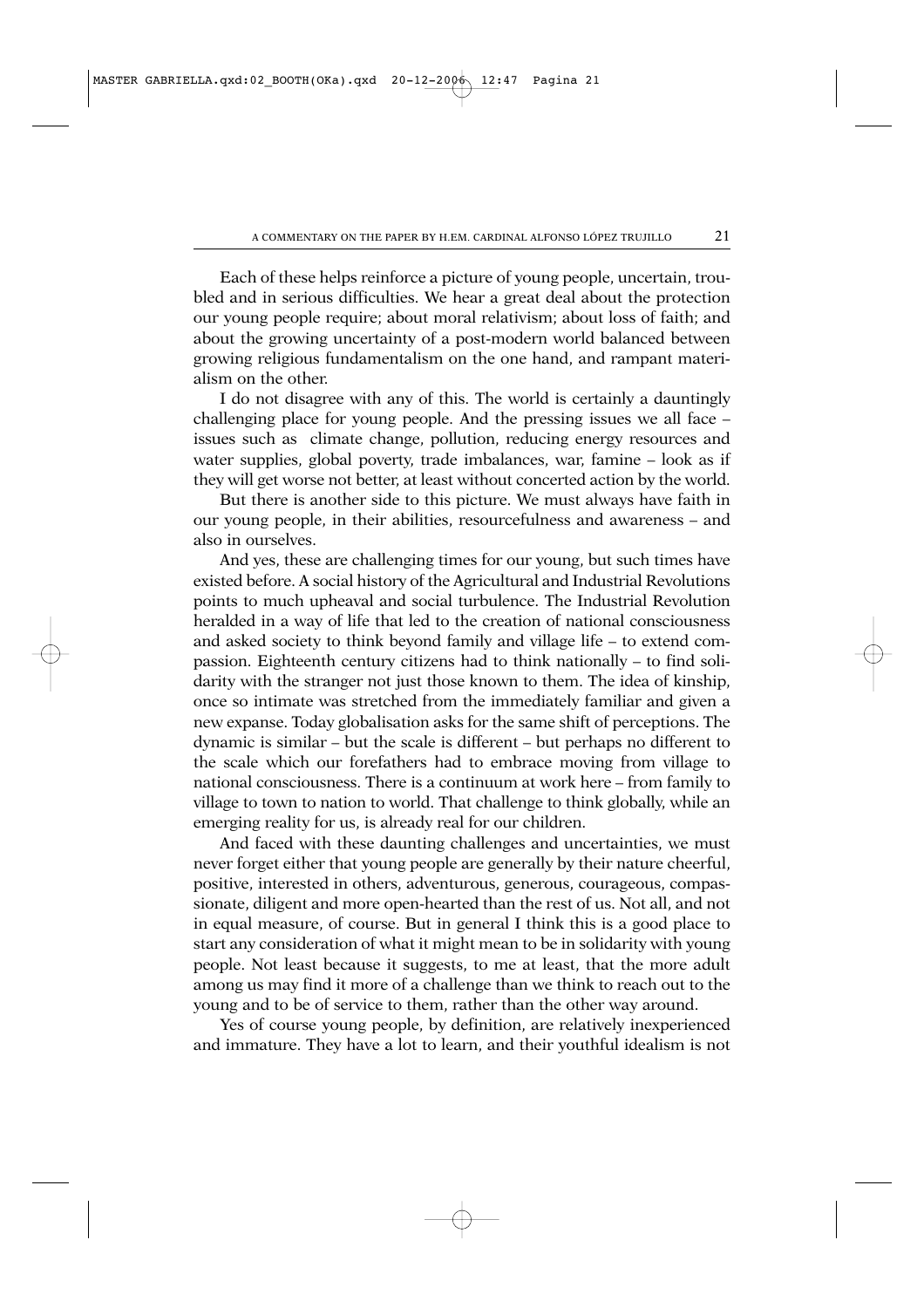Each of these helps reinforce a picture of young people, uncertain, troubled and in serious difficulties. We hear a great deal about the protection our young people require; about moral relativism; about loss of faith; and about the growing uncertainty of a post-modern world balanced between growing religious fundamentalism on the one hand, and rampant materialism on the other.

I do not disagree with any of this. The world is certainly a dauntingly challenging place for young people. And the pressing issues we all face – issues such as climate change, pollution, reducing energy resources and water supplies, global poverty, trade imbalances, war, famine – look as if they will get worse not better, at least without concerted action by the world.

But there is another side to this picture. We must always have faith in our young people, in their abilities, resourcefulness and awareness – and also in ourselves.

And yes, these are challenging times for our young, but such times have existed before. A social history of the Agricultural and Industrial Revolutions points to much upheaval and social turbulence. The Industrial Revolution heralded in a way of life that led to the creation of national consciousness and asked society to think beyond family and village life – to extend compassion. Eighteenth century citizens had to think nationally – to find solidarity with the stranger not just those known to them. The idea of kinship, once so intimate was stretched from the immediately familiar and given a new expanse. Today globalisation asks for the same shift of perceptions. The dynamic is similar – but the scale is different – but perhaps no different to the scale which our forefathers had to embrace moving from village to national consciousness. There is a continuum at work here – from family to village to town to nation to world. That challenge to think globally, while an emerging reality for us, is already real for our children.

And faced with these daunting challenges and uncertainties, we must never forget either that young people are generally by their nature cheerful, positive, interested in others, adventurous, generous, courageous, compassionate, diligent and more open-hearted than the rest of us. Not all, and not in equal measure, of course. But in general I think this is a good place to start any consideration of what it might mean to be in solidarity with young people. Not least because it suggests, to me at least, that the more adult among us may find it more of a challenge than we think to reach out to the young and to be of service to them, rather than the other way around.

Yes of course young people, by definition, are relatively inexperienced and immature. They have a lot to learn, and their youthful idealism is not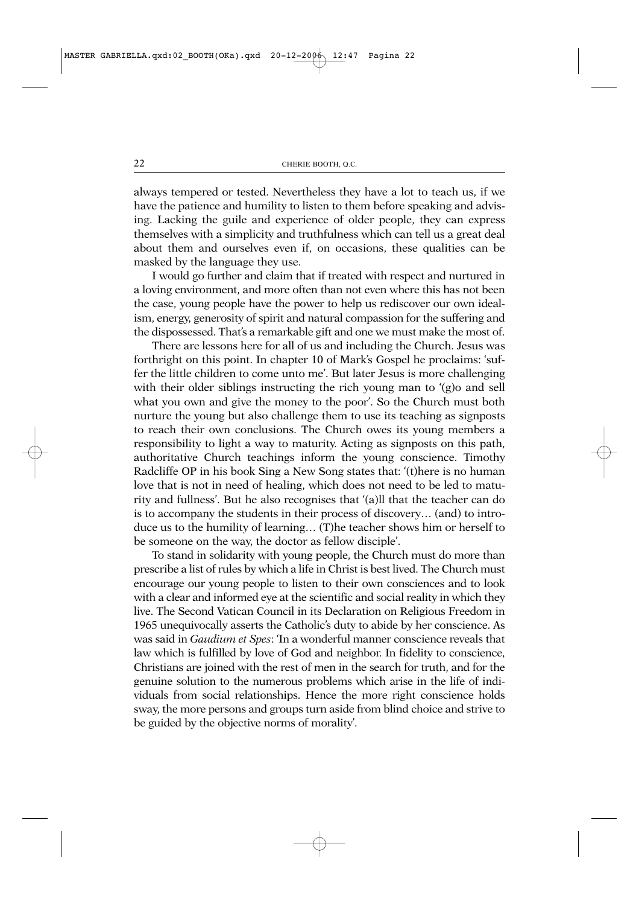always tempered or tested. Nevertheless they have a lot to teach us, if we have the patience and humility to listen to them before speaking and advising. Lacking the guile and experience of older people, they can express themselves with a simplicity and truthfulness which can tell us a great deal about them and ourselves even if, on occasions, these qualities can be masked by the language they use.

I would go further and claim that if treated with respect and nurtured in a loving environment, and more often than not even where this has not been the case, young people have the power to help us rediscover our own idealism, energy, generosity of spirit and natural compassion for the suffering and the dispossessed. That's a remarkable gift and one we must make the most of.

There are lessons here for all of us and including the Church. Jesus was forthright on this point. In chapter 10 of Mark's Gospel he proclaims: 'suffer the little children to come unto me'. But later Jesus is more challenging with their older siblings instructing the rich young man to '(g)o and sell what you own and give the money to the poor'. So the Church must both nurture the young but also challenge them to use its teaching as signposts to reach their own conclusions. The Church owes its young members a responsibility to light a way to maturity. Acting as signposts on this path, authoritative Church teachings inform the young conscience. Timothy Radcliffe OP in his book Sing a New Song states that: '(t)here is no human love that is not in need of healing, which does not need to be led to maturity and fullness'. But he also recognises that '(a)ll that the teacher can do is to accompany the students in their process of discovery… (and) to introduce us to the humility of learning… (T)he teacher shows him or herself to be someone on the way, the doctor as fellow disciple'.

To stand in solidarity with young people, the Church must do more than prescribe a list of rules by which a life in Christ is best lived. The Church must encourage our young people to listen to their own consciences and to look with a clear and informed eye at the scientific and social reality in which they live. The Second Vatican Council in its Declaration on Religious Freedom in 1965 unequivocally asserts the Catholic's duty to abide by her conscience. As was said in *Gaudium et Spes*: 'In a wonderful manner conscience reveals that law which is fulfilled by love of God and neighbor. In fidelity to conscience, Christians are joined with the rest of men in the search for truth, and for the genuine solution to the numerous problems which arise in the life of individuals from social relationships. Hence the more right conscience holds sway, the more persons and groups turn aside from blind choice and strive to be guided by the objective norms of morality'.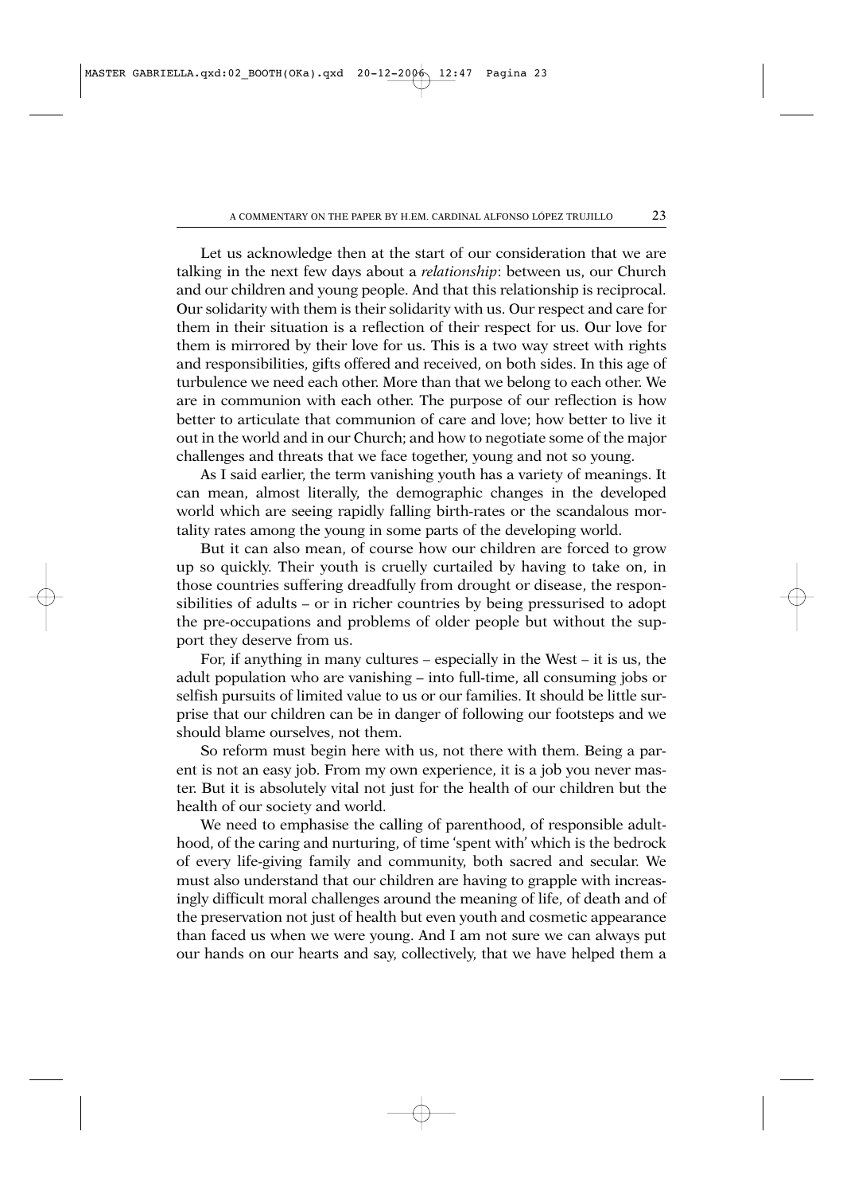Let us acknowledge then at the start of our consideration that we are talking in the next few days about a *relationship*: between us, our Church and our children and young people. And that this relationship is reciprocal. Our solidarity with them is their solidarity with us. Our respect and care for them in their situation is a reflection of their respect for us. Our love for them is mirrored by their love for us. This is a two way street with rights and responsibilities, gifts offered and received, on both sides. In this age of turbulence we need each other. More than that we belong to each other. We are in communion with each other. The purpose of our reflection is how better to articulate that communion of care and love; how better to live it out in the world and in our Church; and how to negotiate some of the major challenges and threats that we face together, young and not so young.

As I said earlier, the term vanishing youth has a variety of meanings. It can mean, almost literally, the demographic changes in the developed world which are seeing rapidly falling birth-rates or the scandalous mortality rates among the young in some parts of the developing world.

But it can also mean, of course how our children are forced to grow up so quickly. Their youth is cruelly curtailed by having to take on, in those countries suffering dreadfully from drought or disease, the responsibilities of adults – or in richer countries by being pressurised to adopt the pre-occupations and problems of older people but without the support they deserve from us.

For, if anything in many cultures – especially in the West – it is us, the adult population who are vanishing – into full-time, all consuming jobs or selfish pursuits of limited value to us or our families. It should be little surprise that our children can be in danger of following our footsteps and we should blame ourselves, not them.

So reform must begin here with us, not there with them. Being a parent is not an easy job. From my own experience, it is a job you never master. But it is absolutely vital not just for the health of our children but the health of our society and world.

We need to emphasise the calling of parenthood, of responsible adulthood, of the caring and nurturing, of time 'spent with' which is the bedrock of every life-giving family and community, both sacred and secular. We must also understand that our children are having to grapple with increasingly difficult moral challenges around the meaning of life, of death and of the preservation not just of health but even youth and cosmetic appearance than faced us when we were young. And I am not sure we can always put our hands on our hearts and say, collectively, that we have helped them a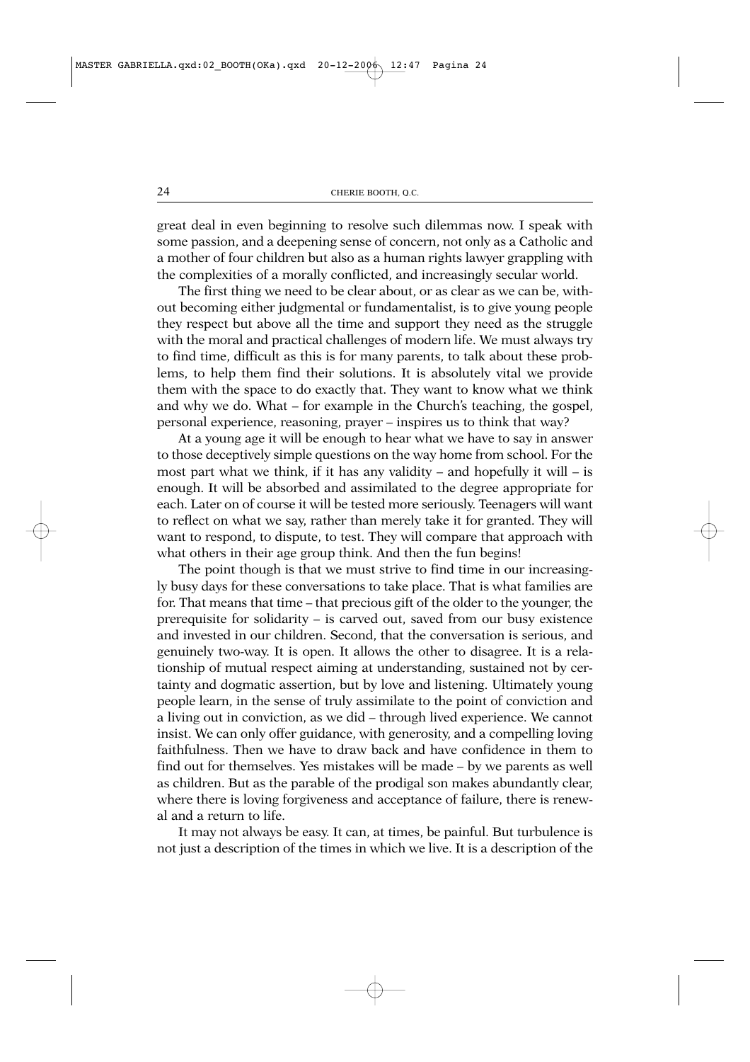great deal in even beginning to resolve such dilemmas now. I speak with some passion, and a deepening sense of concern, not only as a Catholic and a mother of four children but also as a human rights lawyer grappling with the complexities of a morally conflicted, and increasingly secular world.

The first thing we need to be clear about, or as clear as we can be, without becoming either judgmental or fundamentalist, is to give young people they respect but above all the time and support they need as the struggle with the moral and practical challenges of modern life. We must always try to find time, difficult as this is for many parents, to talk about these problems, to help them find their solutions. It is absolutely vital we provide them with the space to do exactly that. They want to know what we think and why we do. What – for example in the Church's teaching, the gospel, personal experience, reasoning, prayer – inspires us to think that way?

At a young age it will be enough to hear what we have to say in answer to those deceptively simple questions on the way home from school. For the most part what we think, if it has any validity – and hopefully it will – is enough. It will be absorbed and assimilated to the degree appropriate for each. Later on of course it will be tested more seriously. Teenagers will want to reflect on what we say, rather than merely take it for granted. They will want to respond, to dispute, to test. They will compare that approach with what others in their age group think. And then the fun begins!

The point though is that we must strive to find time in our increasingly busy days for these conversations to take place. That is what families are for. That means that time – that precious gift of the older to the younger, the prerequisite for solidarity – is carved out, saved from our busy existence and invested in our children. Second, that the conversation is serious, and genuinely two-way. It is open. It allows the other to disagree. It is a relationship of mutual respect aiming at understanding, sustained not by certainty and dogmatic assertion, but by love and listening. Ultimately young people learn, in the sense of truly assimilate to the point of conviction and a living out in conviction, as we did – through lived experience. We cannot insist. We can only offer guidance, with generosity, and a compelling loving faithfulness. Then we have to draw back and have confidence in them to find out for themselves. Yes mistakes will be made – by we parents as well as children. But as the parable of the prodigal son makes abundantly clear, where there is loving forgiveness and acceptance of failure, there is renewal and a return to life.

It may not always be easy. It can, at times, be painful. But turbulence is not just a description of the times in which we live. It is a description of the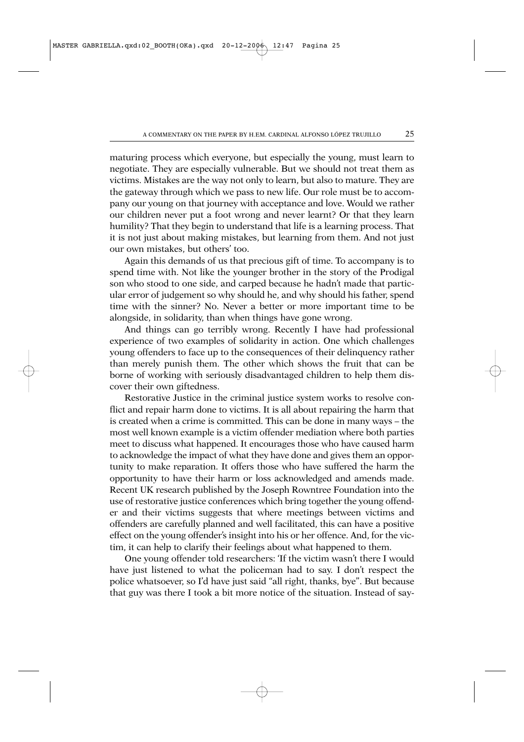maturing process which everyone, but especially the young, must learn to negotiate. They are especially vulnerable. But we should not treat them as victims. Mistakes are the way not only to learn, but also to mature. They are the gateway through which we pass to new life. Our role must be to accompany our young on that journey with acceptance and love. Would we rather our children never put a foot wrong and never learnt? Or that they learn humility? That they begin to understand that life is a learning process. That it is not just about making mistakes, but learning from them. And not just our own mistakes, but others' too.

Again this demands of us that precious gift of time. To accompany is to spend time with. Not like the younger brother in the story of the Prodigal son who stood to one side, and carped because he hadn't made that particular error of judgement so why should he, and why should his father, spend time with the sinner? No. Never a better or more important time to be alongside, in solidarity, than when things have gone wrong.

And things can go terribly wrong. Recently I have had professional experience of two examples of solidarity in action. One which challenges young offenders to face up to the consequences of their delinquency rather than merely punish them. The other which shows the fruit that can be borne of working with seriously disadvantaged children to help them discover their own giftedness.

Restorative Justice in the criminal justice system works to resolve conflict and repair harm done to victims. It is all about repairing the harm that is created when a crime is committed. This can be done in many ways – the most well known example is a victim offender mediation where both parties meet to discuss what happened. It encourages those who have caused harm to acknowledge the impact of what they have done and gives them an opportunity to make reparation. It offers those who have suffered the harm the opportunity to have their harm or loss acknowledged and amends made. Recent UK research published by the Joseph Rowntree Foundation into the use of restorative justice conferences which bring together the young offender and their victims suggests that where meetings between victims and offenders are carefully planned and well facilitated, this can have a positive effect on the young offender's insight into his or her offence. And, for the victim, it can help to clarify their feelings about what happened to them.

One young offender told researchers: 'If the victim wasn't there I would have just listened to what the policeman had to say. I don't respect the police whatsoever, so I'd have just said "all right, thanks, bye". But because that guy was there I took a bit more notice of the situation. Instead of say-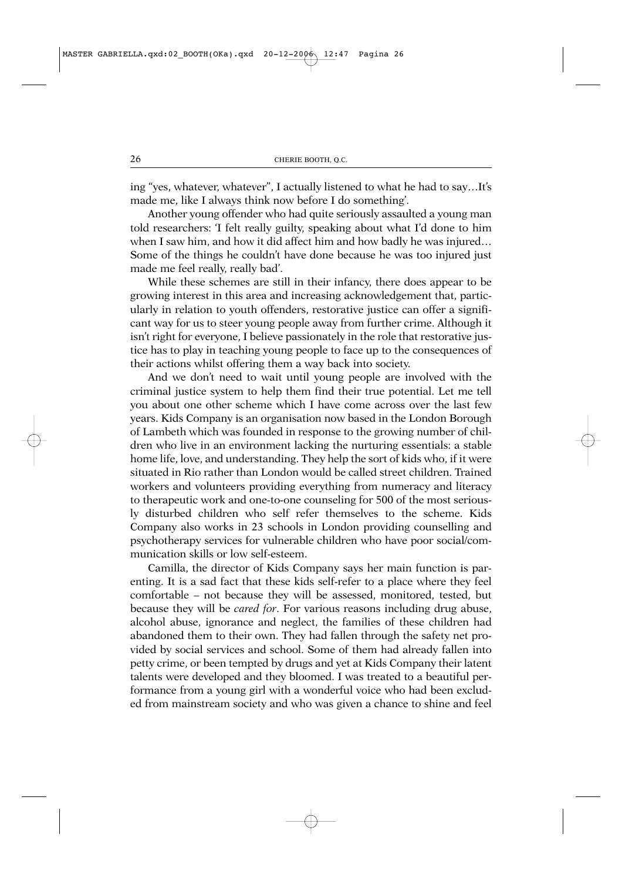ing "yes, whatever, whatever", I actually listened to what he had to say…It's made me, like I always think now before I do something'.

Another young offender who had quite seriously assaulted a young man told researchers: 'I felt really guilty, speaking about what I'd done to him when I saw him, and how it did affect him and how badly he was injured… Some of the things he couldn't have done because he was too injured just made me feel really, really bad'.

While these schemes are still in their infancy, there does appear to be growing interest in this area and increasing acknowledgement that, particularly in relation to youth offenders, restorative justice can offer a significant way for us to steer young people away from further crime. Although it isn't right for everyone, I believe passionately in the role that restorative justice has to play in teaching young people to face up to the consequences of their actions whilst offering them a way back into society.

And we don't need to wait until young people are involved with the criminal justice system to help them find their true potential. Let me tell you about one other scheme which I have come across over the last few years. Kids Company is an organisation now based in the London Borough of Lambeth which was founded in response to the growing number of children who live in an environment lacking the nurturing essentials: a stable home life, love, and understanding. They help the sort of kids who, if it were situated in Rio rather than London would be called street children. Trained workers and volunteers providing everything from numeracy and literacy to therapeutic work and one-to-one counseling for 500 of the most seriously disturbed children who self refer themselves to the scheme. Kids Company also works in 23 schools in London providing counselling and psychotherapy services for vulnerable children who have poor social/communication skills or low self-esteem.

Camilla, the director of Kids Company says her main function is parenting. It is a sad fact that these kids self-refer to a place where they feel comfortable – not because they will be assessed, monitored, tested, but because they will be *cared for*. For various reasons including drug abuse, alcohol abuse, ignorance and neglect, the families of these children had abandoned them to their own. They had fallen through the safety net provided by social services and school. Some of them had already fallen into petty crime, or been tempted by drugs and yet at Kids Company their latent talents were developed and they bloomed. I was treated to a beautiful performance from a young girl with a wonderful voice who had been excluded from mainstream society and who was given a chance to shine and feel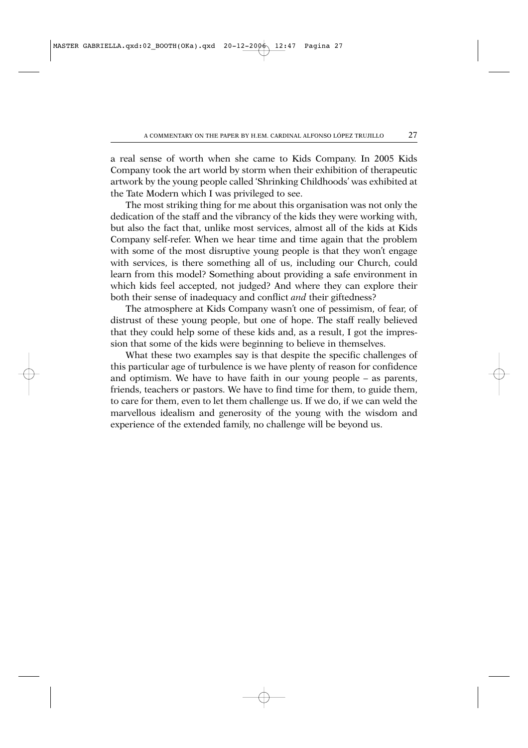a real sense of worth when she came to Kids Company. In 2005 Kids Company took the art world by storm when their exhibition of therapeutic artwork by the young people called 'Shrinking Childhoods' was exhibited at the Tate Modern which I was privileged to see.

The most striking thing for me about this organisation was not only the dedication of the staff and the vibrancy of the kids they were working with, but also the fact that, unlike most services, almost all of the kids at Kids Company self-refer. When we hear time and time again that the problem with some of the most disruptive young people is that they won't engage with services, is there something all of us, including our Church, could learn from this model? Something about providing a safe environment in which kids feel accepted, not judged? And where they can explore their both their sense of inadequacy and conflict *and* their giftedness?

The atmosphere at Kids Company wasn't one of pessimism, of fear, of distrust of these young people, but one of hope. The staff really believed that they could help some of these kids and, as a result, I got the impression that some of the kids were beginning to believe in themselves.

What these two examples say is that despite the specific challenges of this particular age of turbulence is we have plenty of reason for confidence and optimism. We have to have faith in our young people – as parents, friends, teachers or pastors. We have to find time for them, to guide them, to care for them, even to let them challenge us. If we do, if we can weld the marvellous idealism and generosity of the young with the wisdom and experience of the extended family, no challenge will be beyond us.